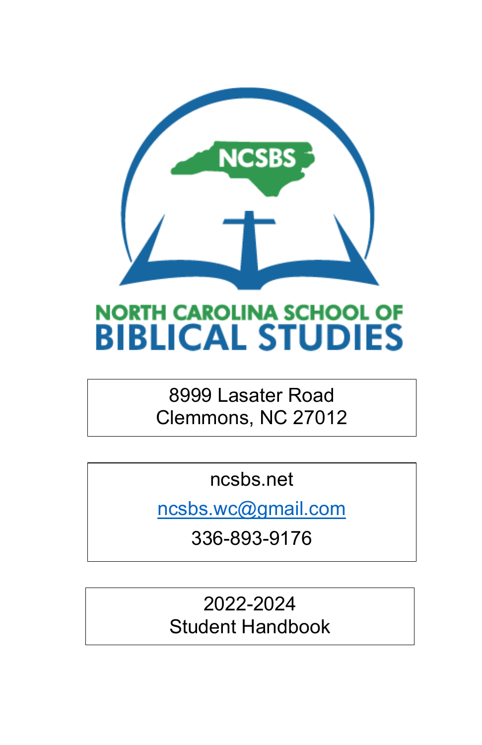NCSBS

# NORTH CAROLINA SCHOOL OF BIBLICAL STUDIES

8999 Lasater Road
Clemmons, NC 27012

ncsbs.net

ncsbs.wc@gmail.com

336-893-9176

2022-2024
Student Handbook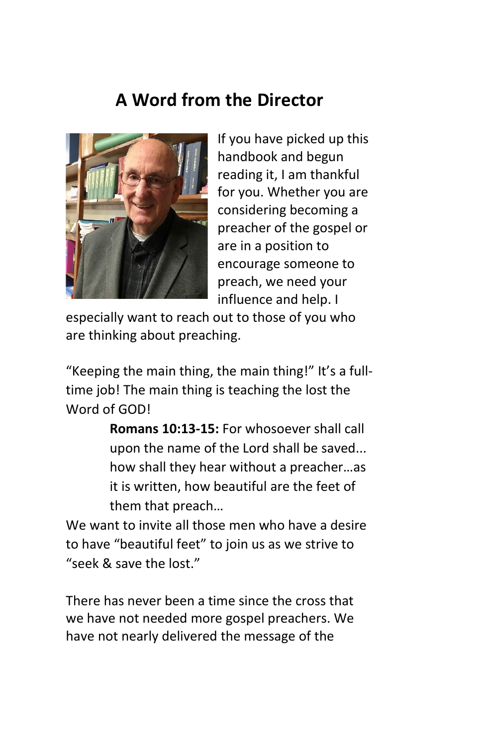## A Word from the Director

If you have picked up this handbook and begun reading it, I am thankful for you. Whether you are considering becoming a preacher of the gospel or are in a position to encourage someone to preach, we need your influence and help. I especially want to reach out to those of you who are thinking about preaching.

"Keeping the main thing, the main thing!" It's a full-time job! The main thing is teaching the lost the Word of GOD!

> **Romans 10:13-15:** For whosoever shall call upon the name of the Lord shall be saved... how shall they hear without a preacher…as it is written, how beautiful are the feet of them that preach…

We want to invite all those men who have a desire to have "beautiful feet" to join us as we strive to "seek & save the lost."

There has never been a time since the cross that we have not needed more gospel preachers. We have not nearly delivered the message of the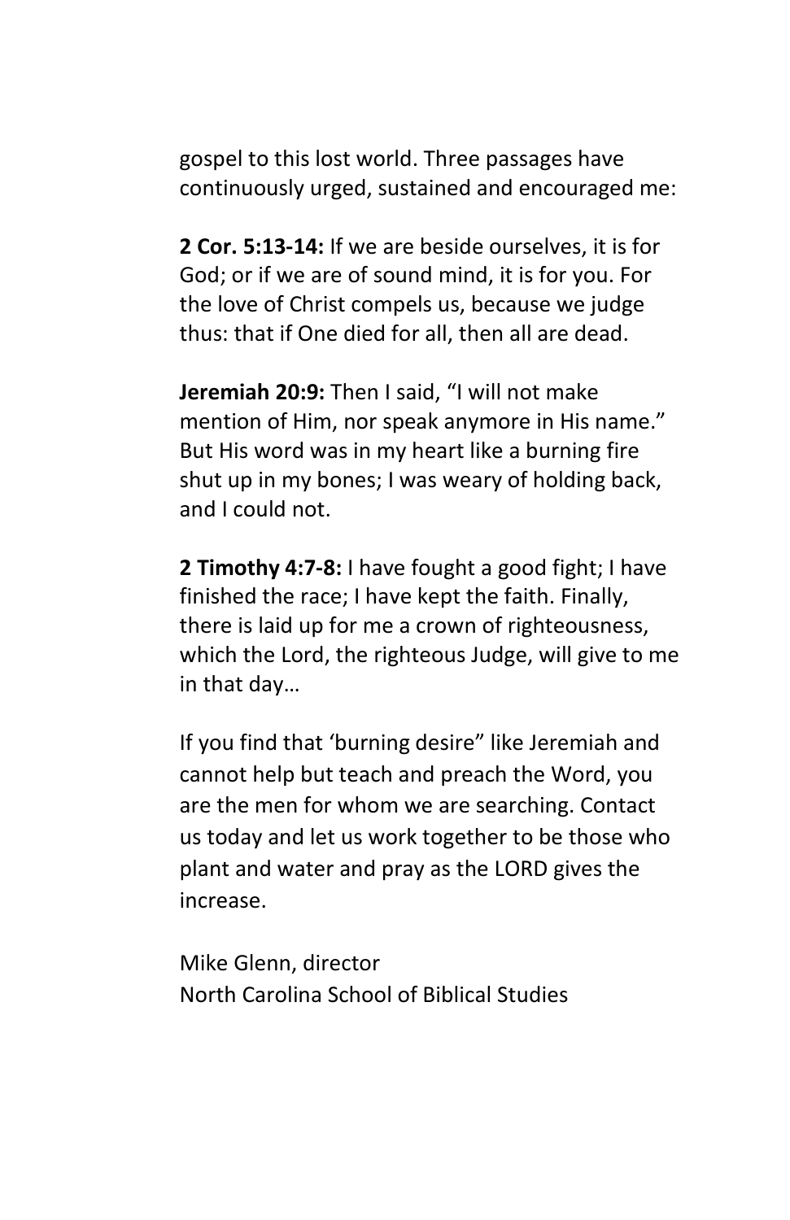gospel to this lost world. Three passages have continuously urged, sustained and encouraged me:

**2 Cor. 5:13-14:** If we are beside ourselves, it is for God; or if we are of sound mind, it is for you. For the love of Christ compels us, because we judge thus: that if One died for all, then all are dead.

**Jeremiah 20:9:** Then I said, "I will not make mention of Him, nor speak anymore in His name." But His word was in my heart like a burning fire shut up in my bones; I was weary of holding back, and I could not.

**2 Timothy 4:7-8:** I have fought a good fight; I have finished the race; I have kept the faith. Finally, there is laid up for me a crown of righteousness, which the Lord, the righteous Judge, will give to me in that day…

If you find that 'burning desire" like Jeremiah and cannot help but teach and preach the Word, you are the men for whom we are searching. Contact us today and let us work together to be those who plant and water and pray as the LORD gives the increase.

Mike Glenn, director
North Carolina School of Biblical Studies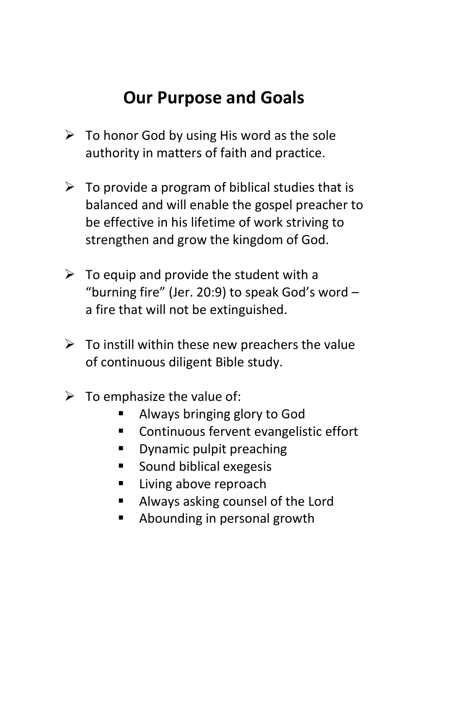# Our Purpose and Goals

- To honor God by using His word as the sole authority in matters of faith and practice.

- To provide a program of biblical studies that is balanced and will enable the gospel preacher to be effective in his lifetime of work striving to strengthen and grow the kingdom of God.

- To equip and provide the student with a "burning fire" (Jer. 20:9) to speak God's word – a fire that will not be extinguished.

- To instill within these new preachers the value of continuous diligent Bible study.

- To emphasize the value of:
  - Always bringing glory to God
  - Continuous fervent evangelistic effort
  - Dynamic pulpit preaching
  - Sound biblical exegesis
  - Living above reproach
  - Always asking counsel of the Lord
  - Abounding in personal growth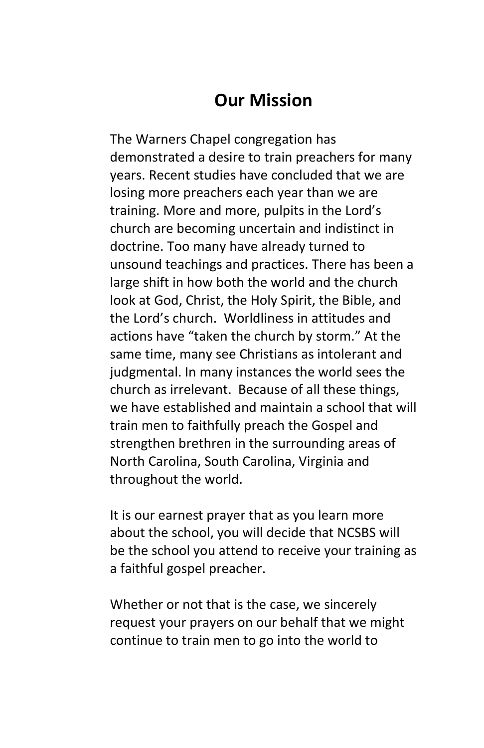# Our Mission

The Warners Chapel congregation has demonstrated a desire to train preachers for many years. Recent studies have concluded that we are losing more preachers each year than we are training. More and more, pulpits in the Lord's church are becoming uncertain and indistinct in doctrine. Too many have already turned to unsound teachings and practices. There has been a large shift in how both the world and the church look at God, Christ, the Holy Spirit, the Bible, and the Lord's church. Worldliness in attitudes and actions have "taken the church by storm." At the same time, many see Christians as intolerant and judgmental. In many instances the world sees the church as irrelevant. Because of all these things, we have established and maintain a school that will train men to faithfully preach the Gospel and strengthen brethren in the surrounding areas of North Carolina, South Carolina, Virginia and throughout the world.

It is our earnest prayer that as you learn more about the school, you will decide that NCSBS will be the school you attend to receive your training as a faithful gospel preacher.

Whether or not that is the case, we sincerely request your prayers on our behalf that we might continue to train men to go into the world to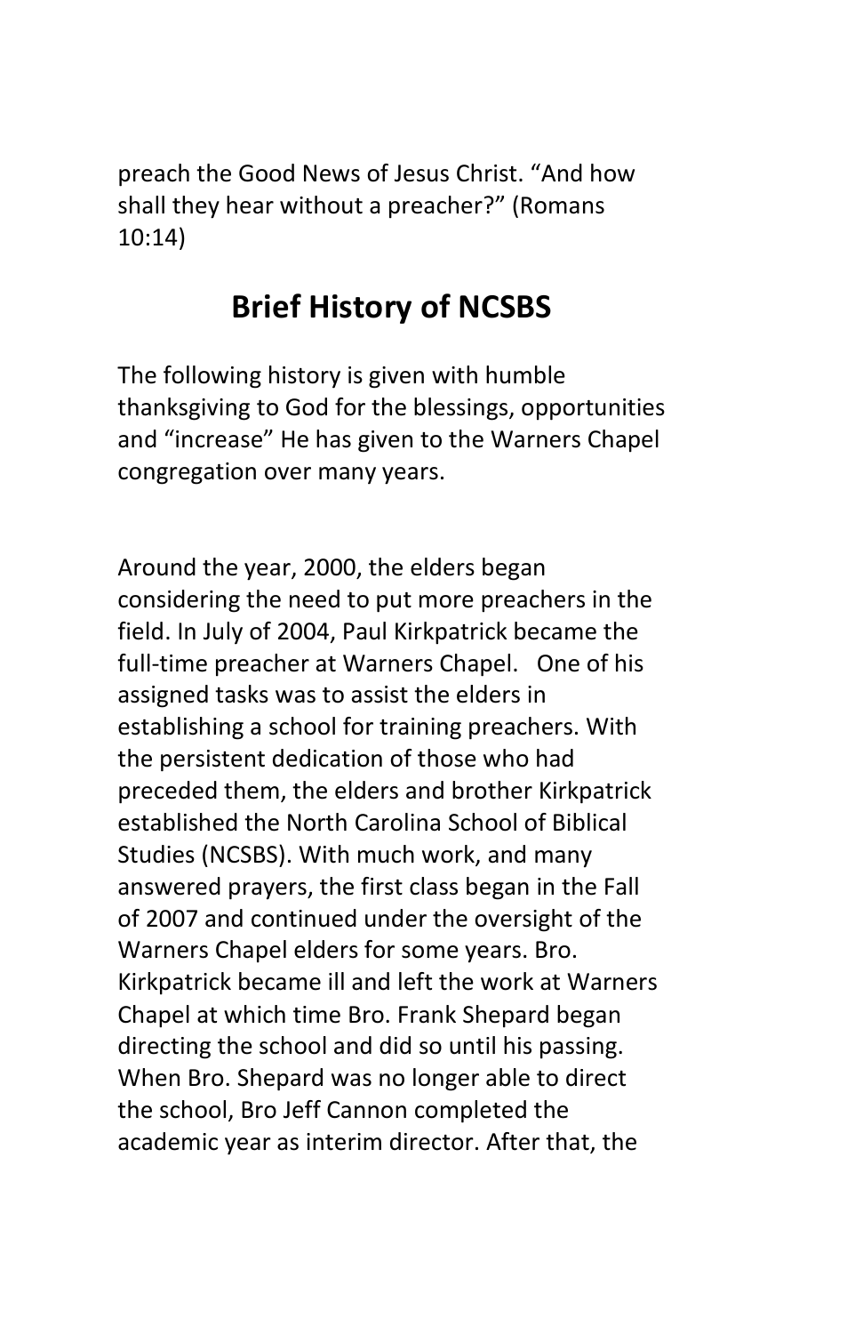preach the Good News of Jesus Christ. “And how shall they hear without a preacher?” (Romans 10:14)

## Brief History of NCSBS

The following history is given with humble thanksgiving to God for the blessings, opportunities and “increase” He has given to the Warners Chapel congregation over many years.

Around the year, 2000, the elders began considering the need to put more preachers in the field. In July of 2004, Paul Kirkpatrick became the full-time preacher at Warners Chapel. One of his assigned tasks was to assist the elders in establishing a school for training preachers. With the persistent dedication of those who had preceded them, the elders and brother Kirkpatrick established the North Carolina School of Biblical Studies (NCSBS). With much work, and many answered prayers, the first class began in the Fall of 2007 and continued under the oversight of the Warners Chapel elders for some years. Bro. Kirkpatrick became ill and left the work at Warners Chapel at which time Bro. Frank Shepard began directing the school and did so until his passing. When Bro. Shepard was no longer able to direct the school, Bro Jeff Cannon completed the academic year as interim director. After that, the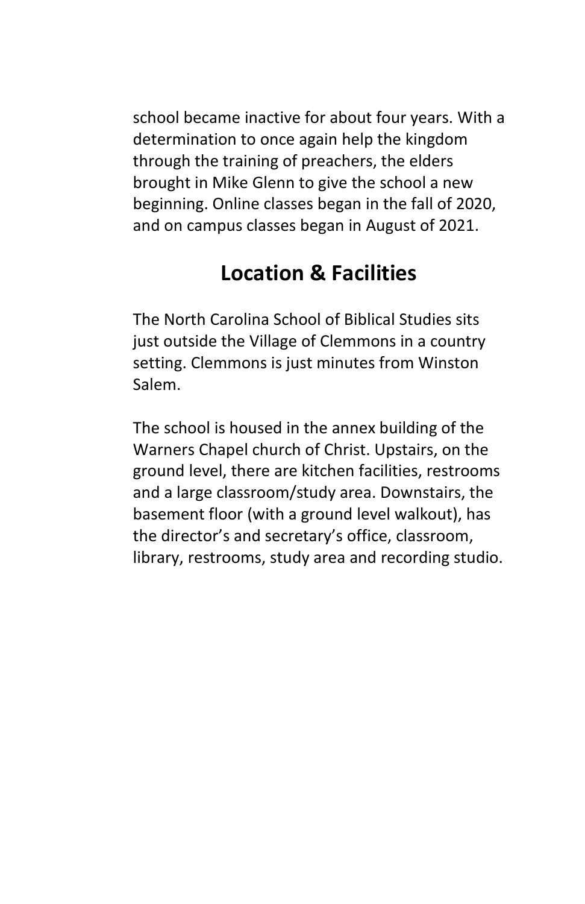school became inactive for about four years. With a determination to once again help the kingdom through the training of preachers, the elders brought in Mike Glenn to give the school a new beginning. Online classes began in the fall of 2020, and on campus classes began in August of 2021.

## Location & Facilities

The North Carolina School of Biblical Studies sits just outside the Village of Clemmons in a country setting. Clemmons is just minutes from Winston Salem.

The school is housed in the annex building of the Warners Chapel church of Christ. Upstairs, on the ground level, there are kitchen facilities, restrooms and a large classroom/study area. Downstairs, the basement floor (with a ground level walkout), has the director's and secretary's office, classroom, library, restrooms, study area and recording studio.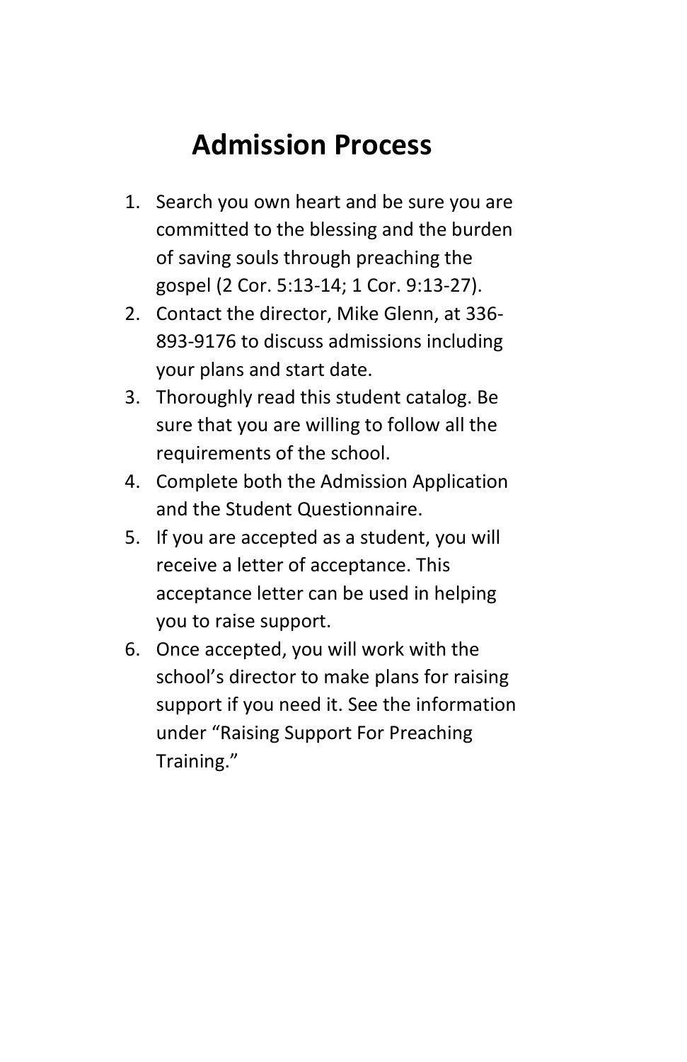# Admission Process

1. Search you own heart and be sure you are committed to the blessing and the burden of saving souls through preaching the gospel (2 Cor. 5:13-14; 1 Cor. 9:13-27).
2. Contact the director, Mike Glenn, at 336-893-9176 to discuss admissions including your plans and start date.
3. Thoroughly read this student catalog. Be sure that you are willing to follow all the requirements of the school.
4. Complete both the Admission Application and the Student Questionnaire.
5. If you are accepted as a student, you will receive a letter of acceptance. This acceptance letter can be used in helping you to raise support.
6. Once accepted, you will work with the school's director to make plans for raising support if you need it. See the information under "Raising Support For Preaching Training."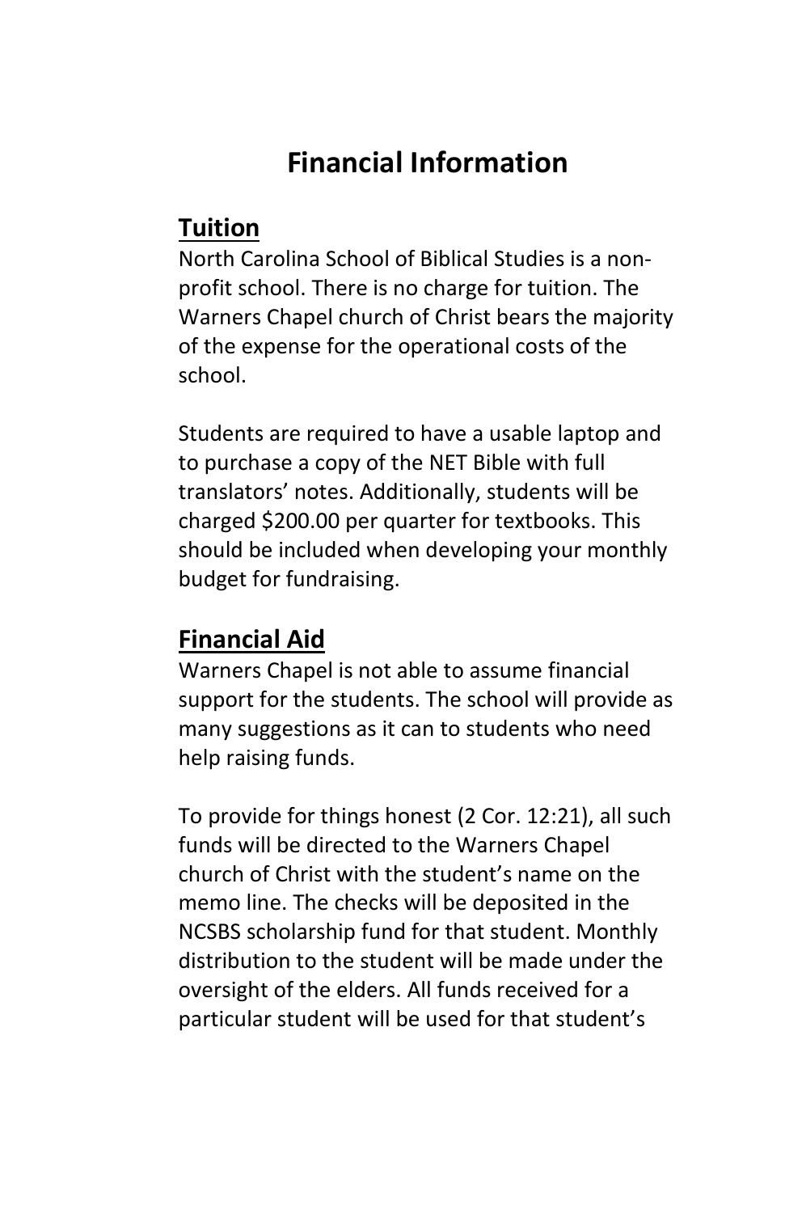# Financial Information

## Tuition

North Carolina School of Biblical Studies is a non-profit school. There is no charge for tuition. The Warners Chapel church of Christ bears the majority of the expense for the operational costs of the school.

Students are required to have a usable laptop and to purchase a copy of the NET Bible with full translators' notes. Additionally, students will be charged $200.00 per quarter for textbooks. This should be included when developing your monthly budget for fundraising.

## Financial Aid

Warners Chapel is not able to assume financial support for the students. The school will provide as many suggestions as it can to students who need help raising funds.

To provide for things honest (2 Cor. 12:21), all such funds will be directed to the Warners Chapel church of Christ with the student's name on the memo line. The checks will be deposited in the NCSBS scholarship fund for that student. Monthly distribution to the student will be made under the oversight of the elders. All funds received for a particular student will be used for that student's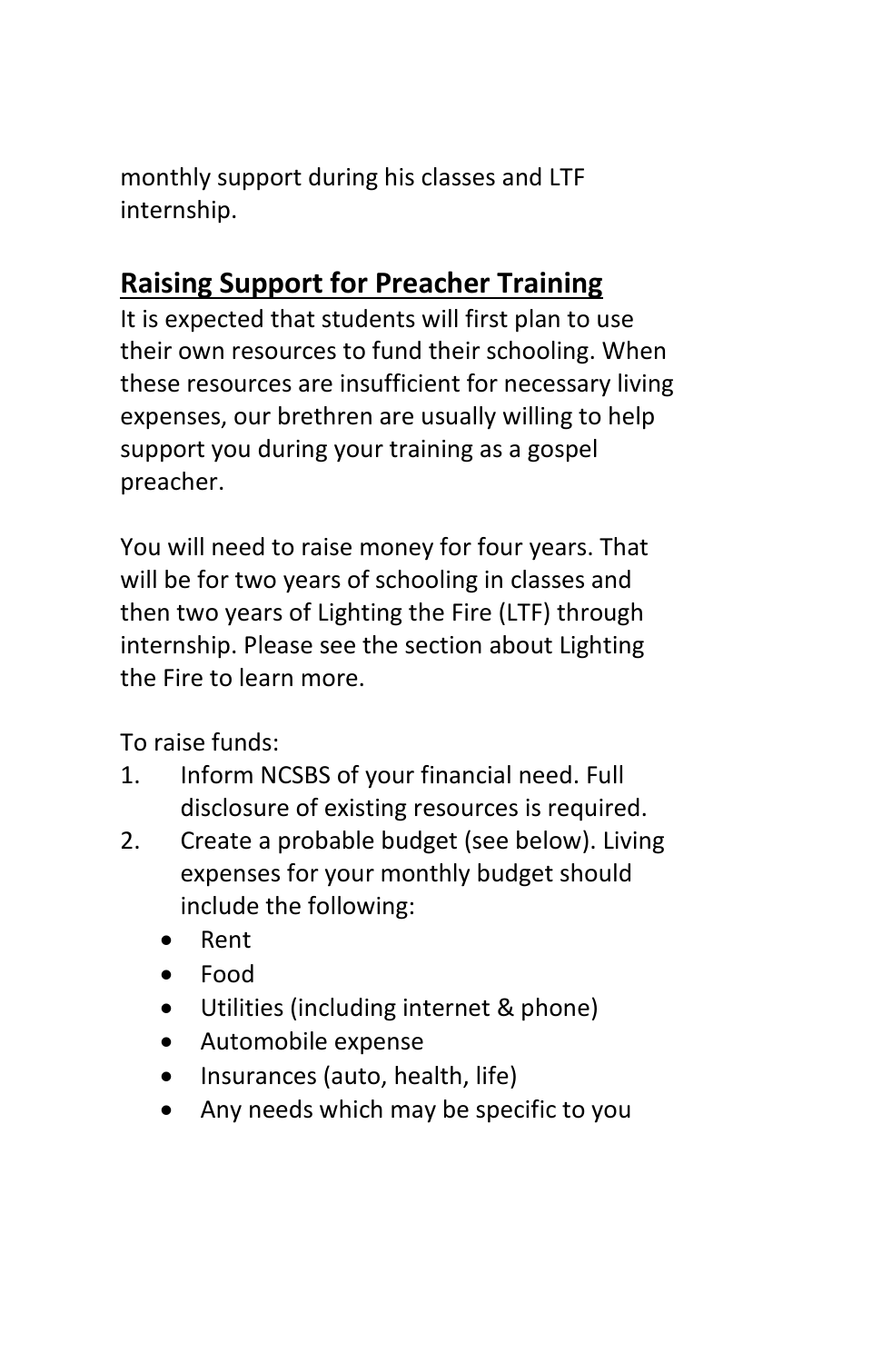monthly support during his classes and LTF internship.

## Raising Support for Preacher Training

It is expected that students will first plan to use their own resources to fund their schooling. When these resources are insufficient for necessary living expenses, our brethren are usually willing to help support you during your training as a gospel preacher.

You will need to raise money for four years. That will be for two years of schooling in classes and then two years of Lighting the Fire (LTF) through internship. Please see the section about Lighting the Fire to learn more.

To raise funds:

1. Inform NCSBS of your financial need. Full disclosure of existing resources is required.
2. Create a probable budget (see below). Living expenses for your monthly budget should include the following:
   - Rent
   - Food
   - Utilities (including internet & phone)
   - Automobile expense
   - Insurances (auto, health, life)
   - Any needs which may be specific to you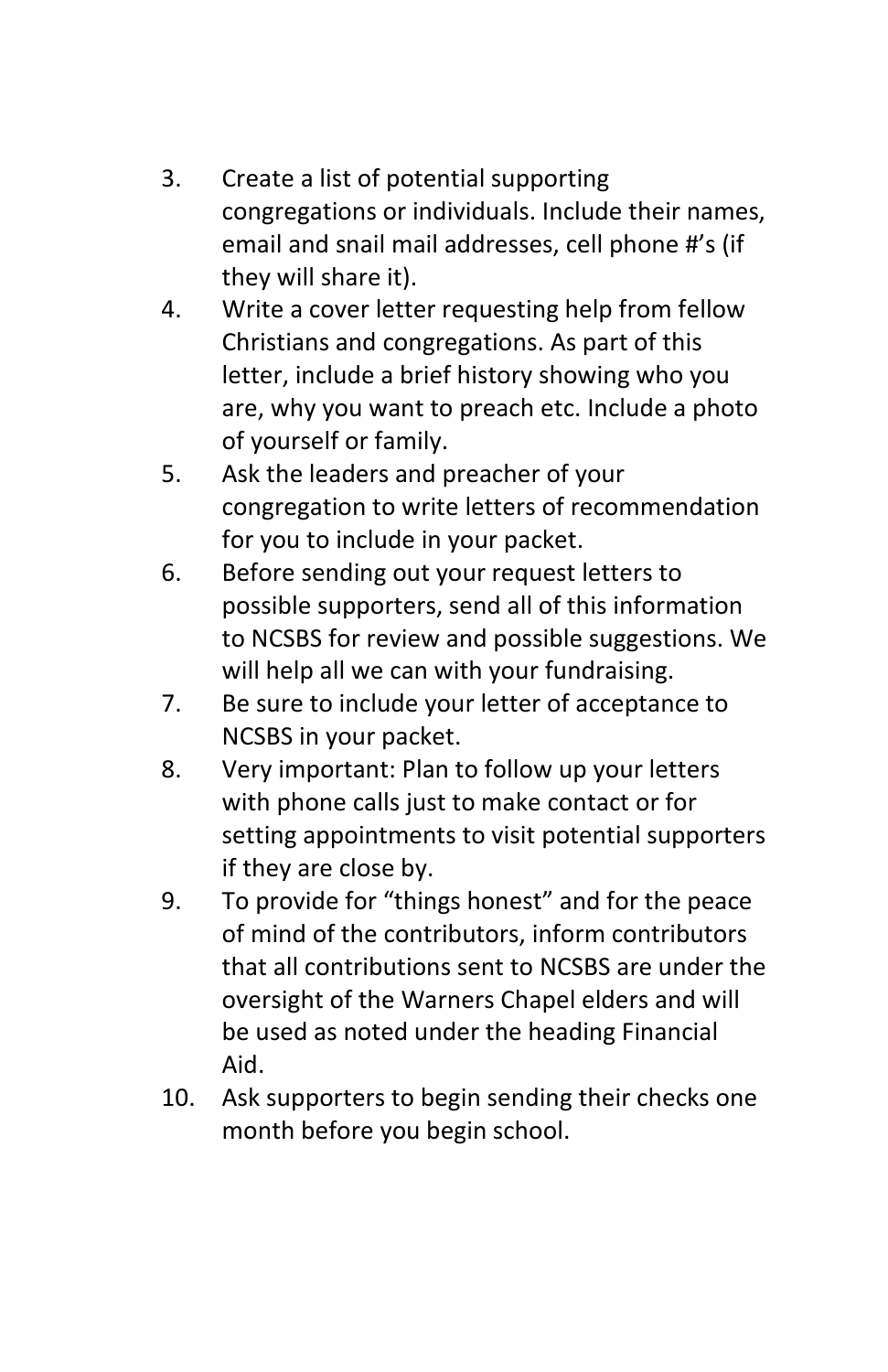3. Create a list of potential supporting congregations or individuals. Include their names, email and snail mail addresses, cell phone #'s (if they will share it).
4. Write a cover letter requesting help from fellow Christians and congregations. As part of this letter, include a brief history showing who you are, why you want to preach etc. Include a photo of yourself or family.
5. Ask the leaders and preacher of your congregation to write letters of recommendation for you to include in your packet.
6. Before sending out your request letters to possible supporters, send all of this information to NCSBS for review and possible suggestions. We will help all we can with your fundraising.
7. Be sure to include your letter of acceptance to NCSBS in your packet.
8. Very important: Plan to follow up your letters with phone calls just to make contact or for setting appointments to visit potential supporters if they are close by.
9. To provide for "things honest" and for the peace of mind of the contributors, inform contributors that all contributions sent to NCSBS are under the oversight of the Warners Chapel elders and will be used as noted under the heading Financial Aid.
10. Ask supporters to begin sending their checks one month before you begin school.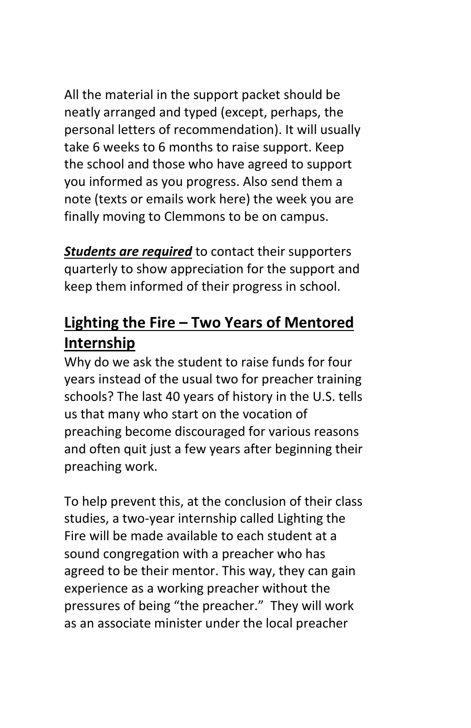All the material in the support packet should be neatly arranged and typed (except, perhaps, the personal letters of recommendation). It will usually take 6 weeks to 6 months to raise support. Keep the school and those who have agreed to support you informed as you progress. Also send them a note (texts or emails work here) the week you are finally moving to Clemmons to be on campus.

***Students are required*** to contact their supporters quarterly to show appreciation for the support and keep them informed of their progress in school.

## Lighting the Fire – Two Years of Mentored Internship

Why do we ask the student to raise funds for four years instead of the usual two for preacher training schools? The last 40 years of history in the U.S. tells us that many who start on the vocation of preaching become discouraged for various reasons and often quit just a few years after beginning their preaching work.

To help prevent this, at the conclusion of their class studies, a two-year internship called Lighting the Fire will be made available to each student at a sound congregation with a preacher who has agreed to be their mentor. This way, they can gain experience as a working preacher without the pressures of being "the preacher." They will work as an associate minister under the local preacher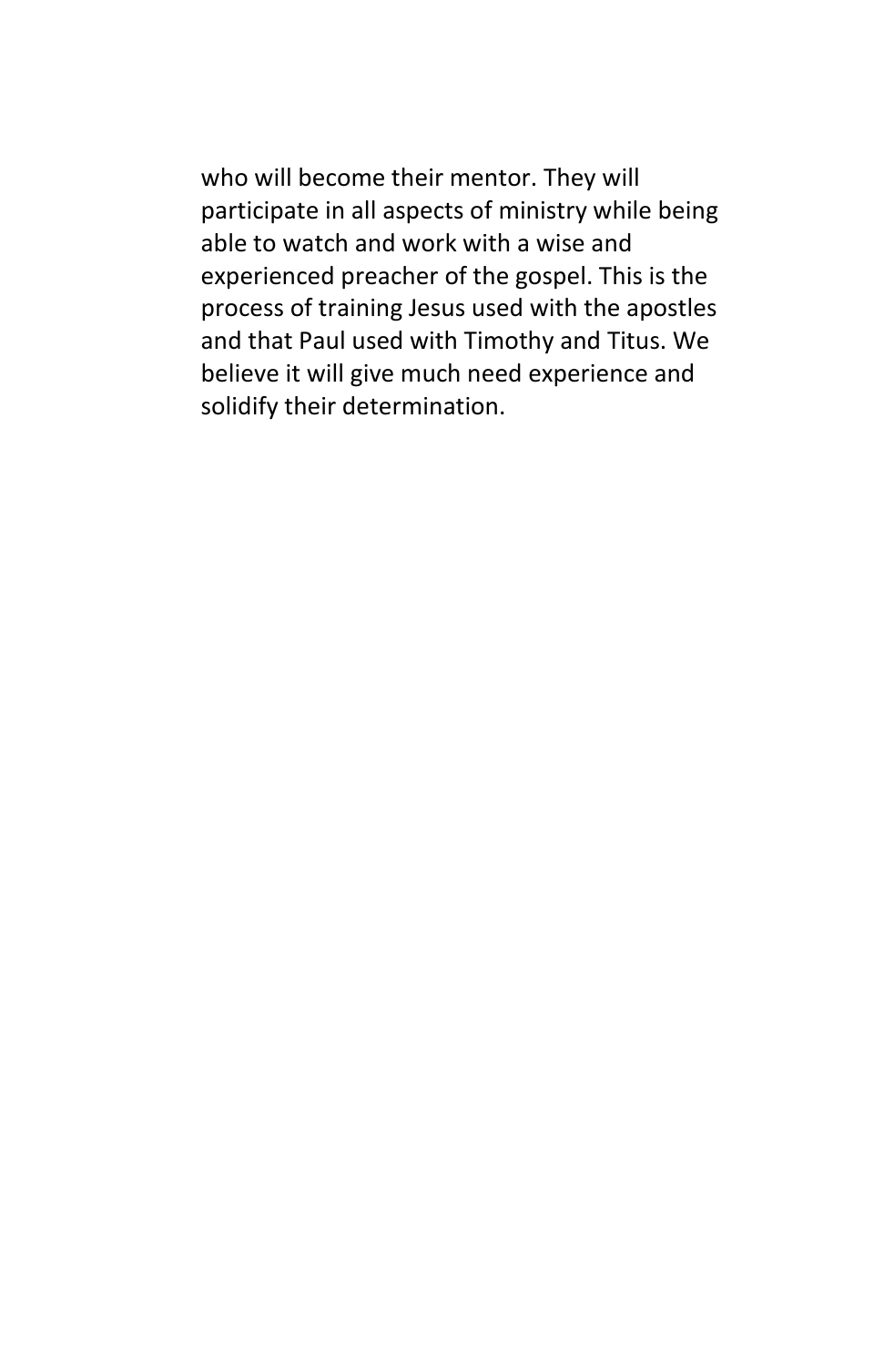who will become their mentor. They will participate in all aspects of ministry while being able to watch and work with a wise and experienced preacher of the gospel. This is the process of training Jesus used with the apostles and that Paul used with Timothy and Titus. We believe it will give much need experience and solidify their determination.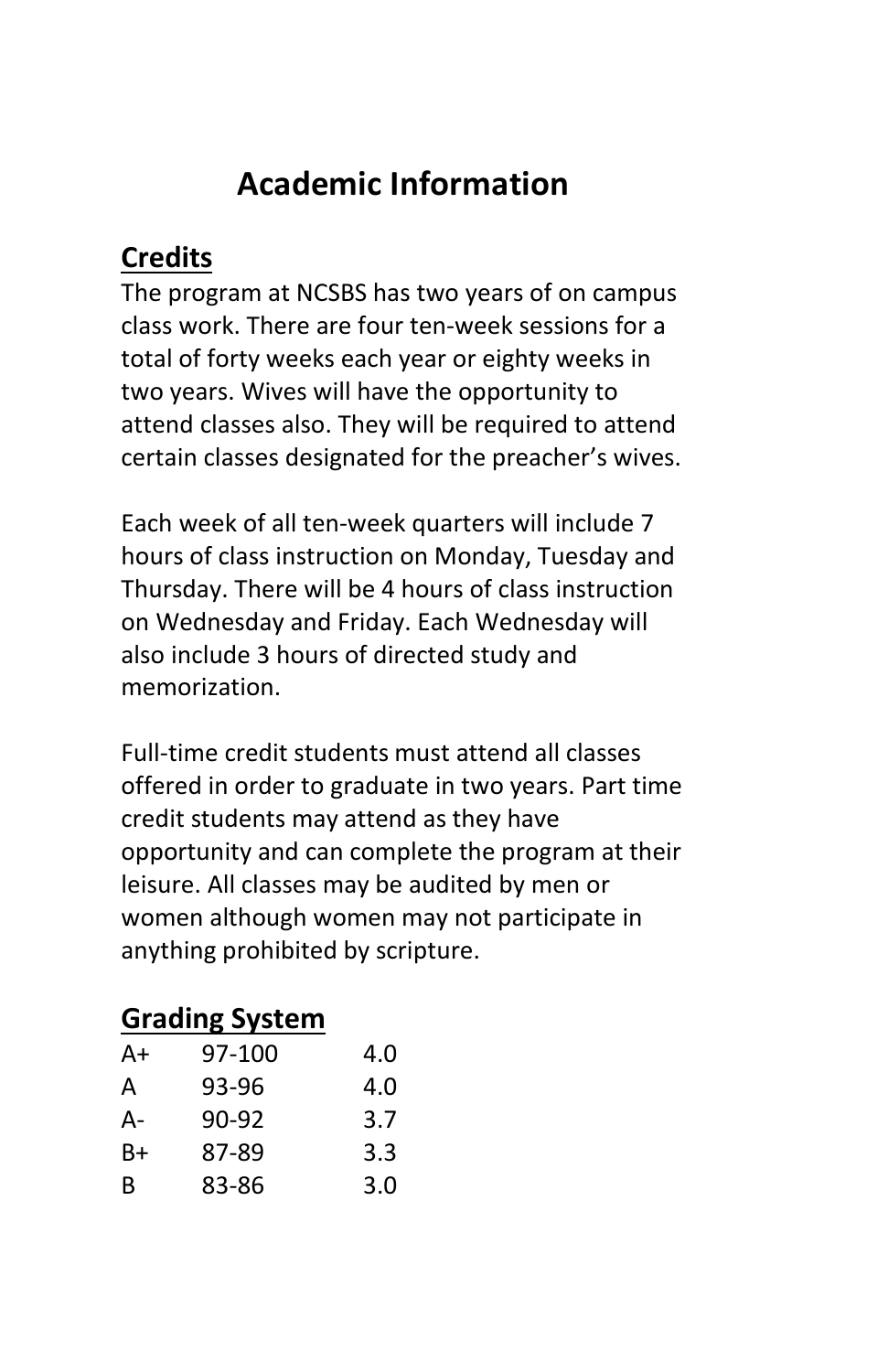# Academic Information

## Credits

The program at NCSBS has two years of on campus class work. There are four ten-week sessions for a total of forty weeks each year or eighty weeks in two years. Wives will have the opportunity to attend classes also. They will be required to attend certain classes designated for the preacher's wives.

Each week of all ten-week quarters will include 7 hours of class instruction on Monday, Tuesday and Thursday. There will be 4 hours of class instruction on Wednesday and Friday. Each Wednesday will also include 3 hours of directed study and memorization.

Full-time credit students must attend all classes offered in order to graduate in two years. Part time credit students may attend as they have opportunity and can complete the program at their leisure. All classes may be audited by men or women although women may not participate in anything prohibited by scripture.

## Grading System

| | | |
|---|---|---|
| A+ | 97-100 | 4.0 |
| A | 93-96 | 4.0 |
| A- | 90-92 | 3.7 |
| B+ | 87-89 | 3.3 |
| B | 83-86 | 3.0 |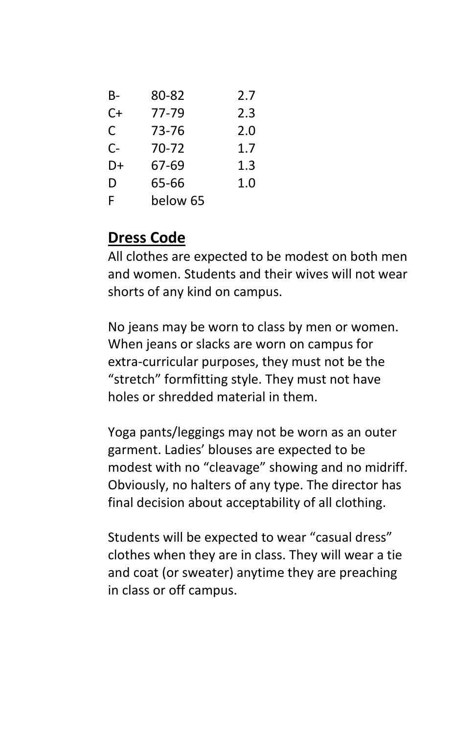| | | |
|---|---|---|
| B- | 80-82 | 2.7 |
| C+ | 77-79 | 2.3 |
| C | 73-76 | 2.0 |
| C- | 70-72 | 1.7 |
| D+ | 67-69 | 1.3 |
| D | 65-66 | 1.0 |
| F | below 65 | |

## Dress Code

All clothes are expected to be modest on both men and women. Students and their wives will not wear shorts of any kind on campus.

No jeans may be worn to class by men or women. When jeans or slacks are worn on campus for extra-curricular purposes, they must not be the "stretch" formfitting style. They must not have holes or shredded material in them.

Yoga pants/leggings may not be worn as an outer garment. Ladies' blouses are expected to be modest with no "cleavage" showing and no midriff. Obviously, no halters of any type. The director has final decision about acceptability of all clothing.

Students will be expected to wear "casual dress" clothes when they are in class. They will wear a tie and coat (or sweater) anytime they are preaching in class or off campus.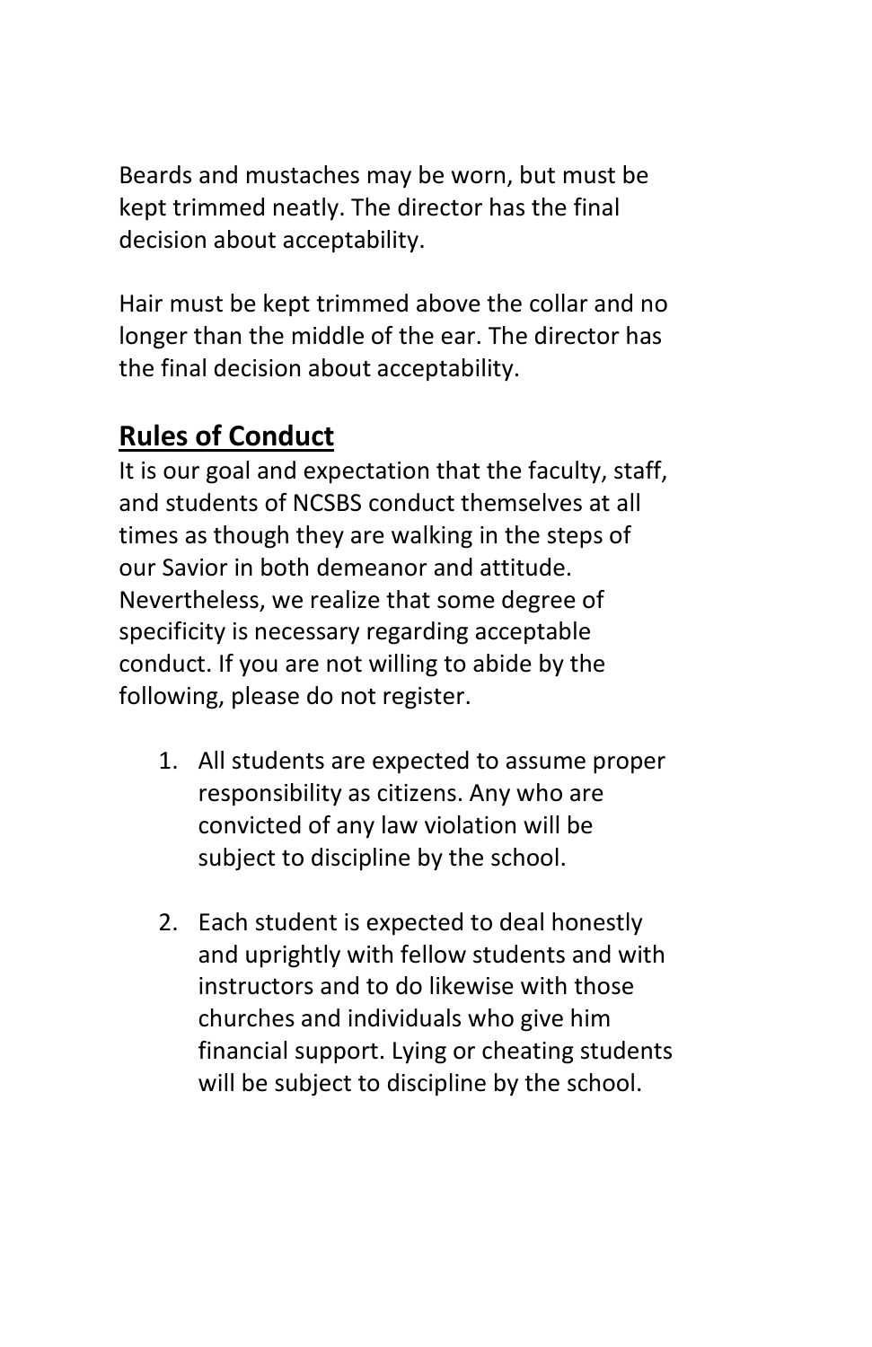Beards and mustaches may be worn, but must be kept trimmed neatly. The director has the final decision about acceptability.

Hair must be kept trimmed above the collar and no longer than the middle of the ear. The director has the final decision about acceptability.

## <u>Rules of Conduct</u>

It is our goal and expectation that the faculty, staff, and students of NCSBS conduct themselves at all times as though they are walking in the steps of our Savior in both demeanor and attitude. Nevertheless, we realize that some degree of specificity is necessary regarding acceptable conduct. If you are not willing to abide by the following, please do not register.

1. All students are expected to assume proper responsibility as citizens. Any who are convicted of any law violation will be subject to discipline by the school.

2. Each student is expected to deal honestly and uprightly with fellow students and with instructors and to do likewise with those churches and individuals who give him financial support. Lying or cheating students will be subject to discipline by the school.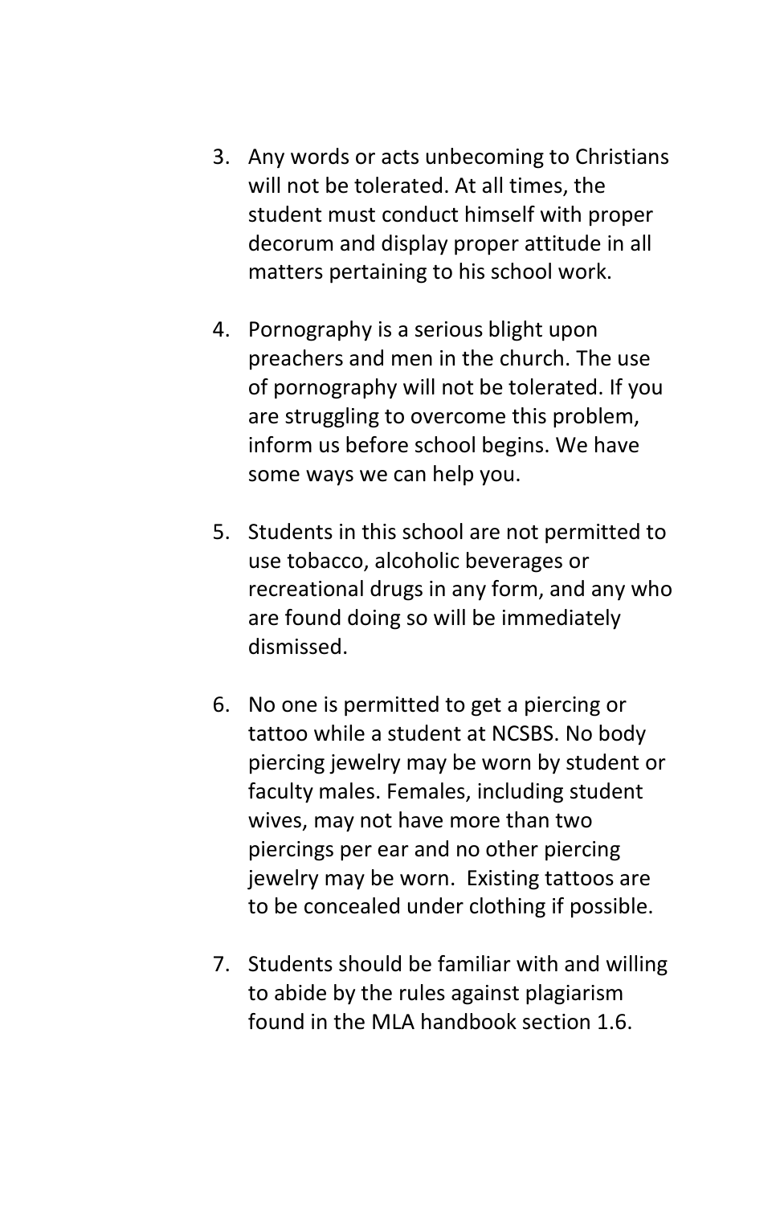3. Any words or acts unbecoming to Christians will not be tolerated. At all times, the student must conduct himself with proper decorum and display proper attitude in all matters pertaining to his school work.

4. Pornography is a serious blight upon preachers and men in the church. The use of pornography will not be tolerated. If you are struggling to overcome this problem, inform us before school begins. We have some ways we can help you.

5. Students in this school are not permitted to use tobacco, alcoholic beverages or recreational drugs in any form, and any who are found doing so will be immediately dismissed.

6. No one is permitted to get a piercing or tattoo while a student at NCSBS. No body piercing jewelry may be worn by student or faculty males. Females, including student wives, may not have more than two piercings per ear and no other piercing jewelry may be worn. Existing tattoos are to be concealed under clothing if possible.

7. Students should be familiar with and willing to abide by the rules against plagiarism found in the MLA handbook section 1.6.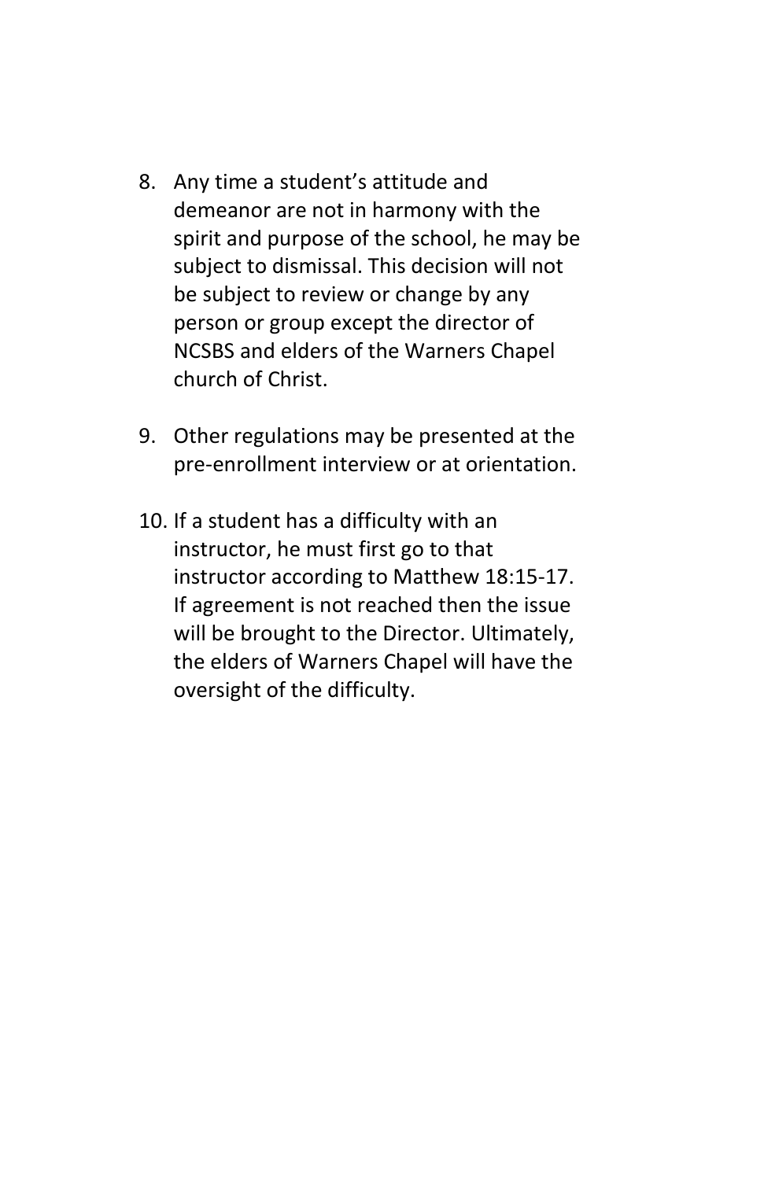8. Any time a student's attitude and demeanor are not in harmony with the spirit and purpose of the school, he may be subject to dismissal. This decision will not be subject to review or change by any person or group except the director of NCSBS and elders of the Warners Chapel church of Christ.

9. Other regulations may be presented at the pre-enrollment interview or at orientation.

10. If a student has a difficulty with an instructor, he must first go to that instructor according to Matthew 18:15-17. If agreement is not reached then the issue will be brought to the Director. Ultimately, the elders of Warners Chapel will have the oversight of the difficulty.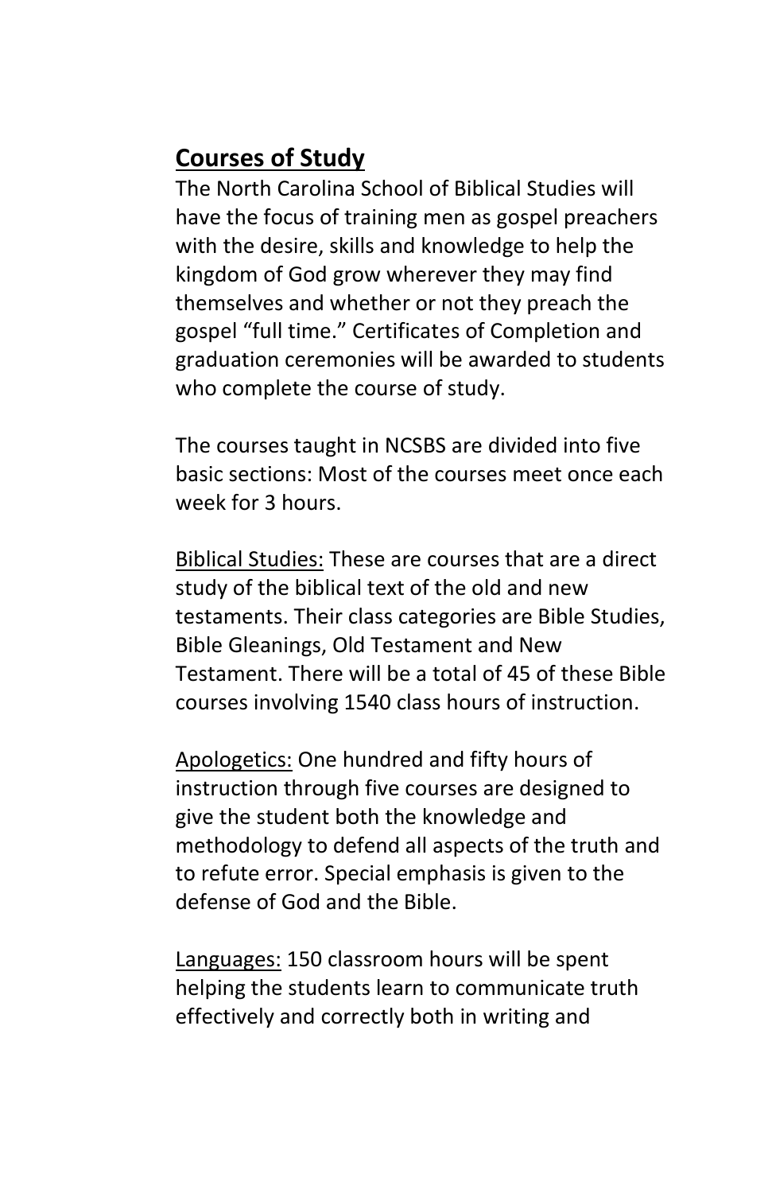## Courses of Study

The North Carolina School of Biblical Studies will have the focus of training men as gospel preachers with the desire, skills and knowledge to help the kingdom of God grow wherever they may find themselves and whether or not they preach the gospel "full time." Certificates of Completion and graduation ceremonies will be awarded to students who complete the course of study.

The courses taught in NCSBS are divided into five basic sections: Most of the courses meet once each week for 3 hours.

Biblical Studies: These are courses that are a direct study of the biblical text of the old and new testaments. Their class categories are Bible Studies, Bible Gleanings, Old Testament and New Testament. There will be a total of 45 of these Bible courses involving 1540 class hours of instruction.

Apologetics: One hundred and fifty hours of instruction through five courses are designed to give the student both the knowledge and methodology to defend all aspects of the truth and to refute error. Special emphasis is given to the defense of God and the Bible.

Languages: 150 classroom hours will be spent helping the students learn to communicate truth effectively and correctly both in writing and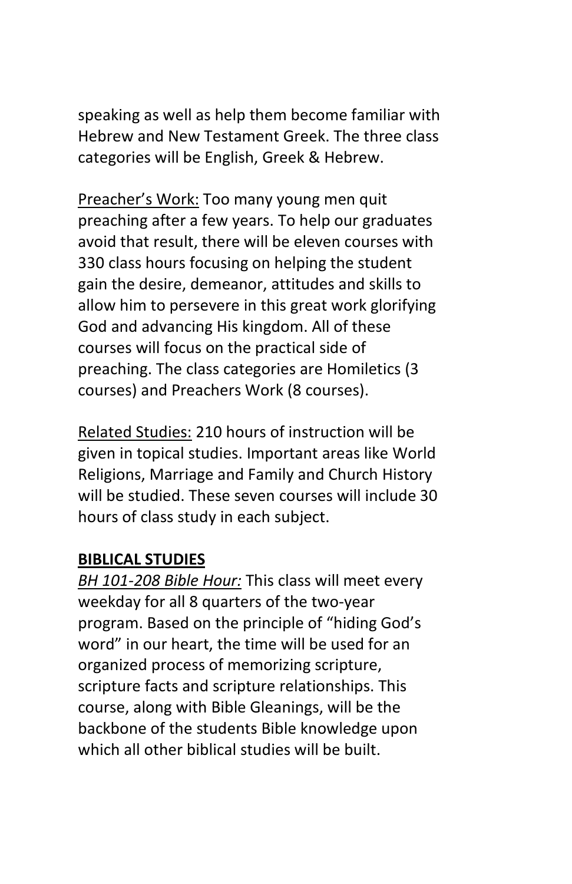speaking as well as help them become familiar with Hebrew and New Testament Greek. The three class categories will be English, Greek & Hebrew.

<u>Preacher's Work:</u> Too many young men quit preaching after a few years. To help our graduates avoid that result, there will be eleven courses with 330 class hours focusing on helping the student gain the desire, demeanor, attitudes and skills to allow him to persevere in this great work glorifying God and advancing His kingdom. All of these courses will focus on the practical side of preaching. The class categories are Homiletics (3 courses) and Preachers Work (8 courses).

<u>Related Studies:</u> 210 hours of instruction will be given in topical studies. Important areas like World Religions, Marriage and Family and Church History will be studied. These seven courses will include 30 hours of class study in each subject.

**<u>BIBLICAL STUDIES</u>**

*<u>BH 101-208 Bible Hour:</u>* This class will meet every weekday for all 8 quarters of the two-year program. Based on the principle of "hiding God's word" in our heart, the time will be used for an organized process of memorizing scripture, scripture facts and scripture relationships. This course, along with Bible Gleanings, will be the backbone of the students Bible knowledge upon which all other biblical studies will be built.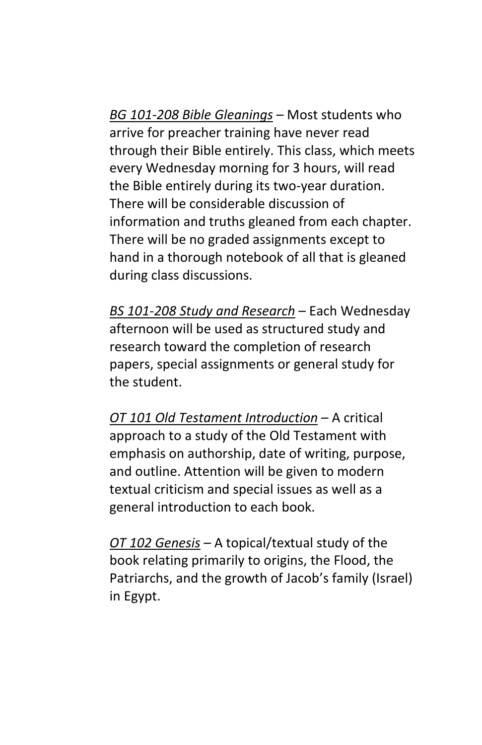*BG 101-208 Bible Gleanings* – Most students who arrive for preacher training have never read through their Bible entirely. This class, which meets every Wednesday morning for 3 hours, will read the Bible entirely during its two-year duration. There will be considerable discussion of information and truths gleaned from each chapter. There will be no graded assignments except to hand in a thorough notebook of all that is gleaned during class discussions.

*BS 101-208 Study and Research* – Each Wednesday afternoon will be used as structured study and research toward the completion of research papers, special assignments or general study for the student.

*OT 101 Old Testament Introduction* – A critical approach to a study of the Old Testament with emphasis on authorship, date of writing, purpose, and outline. Attention will be given to modern textual criticism and special issues as well as a general introduction to each book.

*OT 102 Genesis* – A topical/textual study of the book relating primarily to origins, the Flood, the Patriarchs, and the growth of Jacob's family (Israel) in Egypt.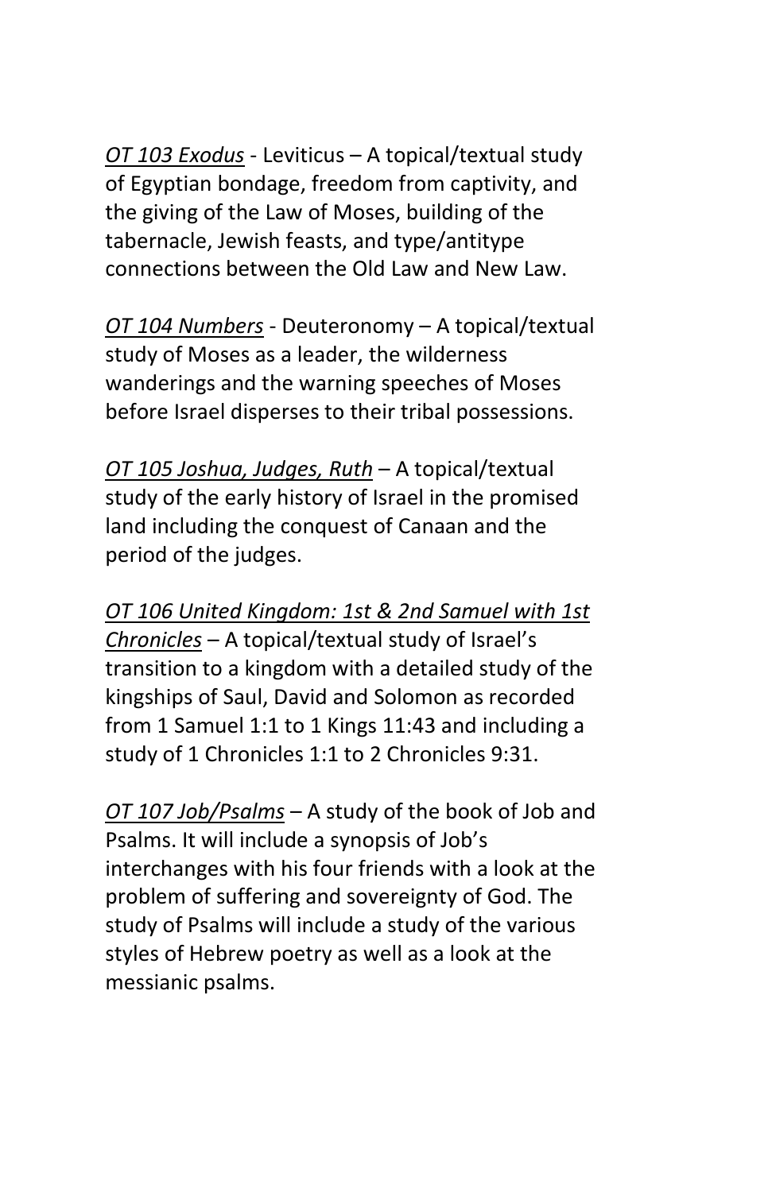*OT 103 Exodus* - Leviticus – A topical/textual study of Egyptian bondage, freedom from captivity, and the giving of the Law of Moses, building of the tabernacle, Jewish feasts, and type/antitype connections between the Old Law and New Law.

*OT 104 Numbers* - Deuteronomy – A topical/textual study of Moses as a leader, the wilderness wanderings and the warning speeches of Moses before Israel disperses to their tribal possessions.

*OT 105 Joshua, Judges, Ruth* – A topical/textual study of the early history of Israel in the promised land including the conquest of Canaan and the period of the judges.

*OT 106 United Kingdom: 1st & 2nd Samuel with 1st Chronicles* – A topical/textual study of Israel's transition to a kingdom with a detailed study of the kingships of Saul, David and Solomon as recorded from 1 Samuel 1:1 to 1 Kings 11:43 and including a study of 1 Chronicles 1:1 to 2 Chronicles 9:31.

*OT 107 Job/Psalms* – A study of the book of Job and Psalms. It will include a synopsis of Job's interchanges with his four friends with a look at the problem of suffering and sovereignty of God. The study of Psalms will include a study of the various styles of Hebrew poetry as well as a look at the messianic psalms.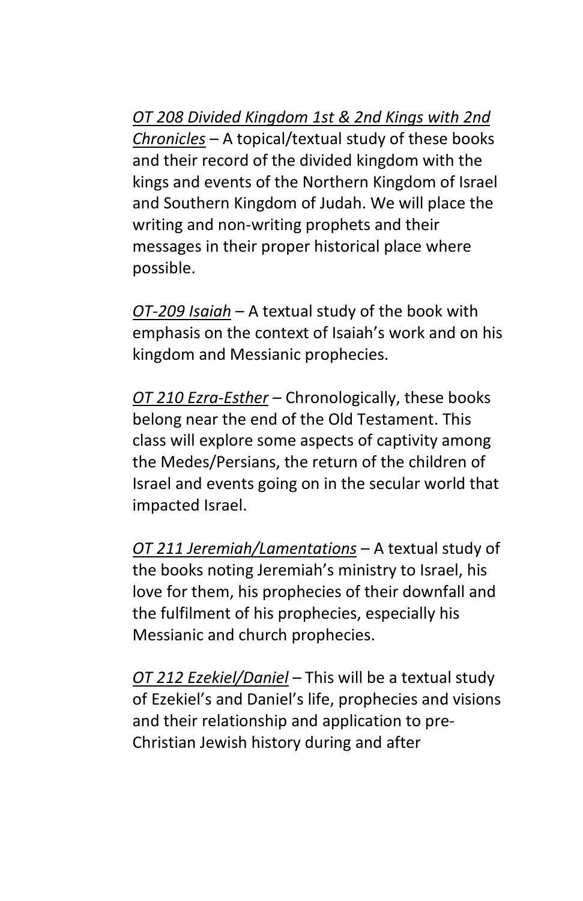*OT 208 Divided Kingdom 1st & 2nd Kings with 2nd Chronicles* – A topical/textual study of these books and their record of the divided kingdom with the kings and events of the Northern Kingdom of Israel and Southern Kingdom of Judah. We will place the writing and non-writing prophets and their messages in their proper historical place where possible.

*OT-209 Isaiah* – A textual study of the book with emphasis on the context of Isaiah's work and on his kingdom and Messianic prophecies.

*OT 210 Ezra-Esther* – Chronologically, these books belong near the end of the Old Testament. This class will explore some aspects of captivity among the Medes/Persians, the return of the children of Israel and events going on in the secular world that impacted Israel.

*OT 211 Jeremiah/Lamentations* – A textual study of the books noting Jeremiah's ministry to Israel, his love for them, his prophecies of their downfall and the fulfilment of his prophecies, especially his Messianic and church prophecies.

*OT 212 Ezekiel/Daniel* – This will be a textual study of Ezekiel's and Daniel's life, prophecies and visions and their relationship and application to pre-Christian Jewish history during and after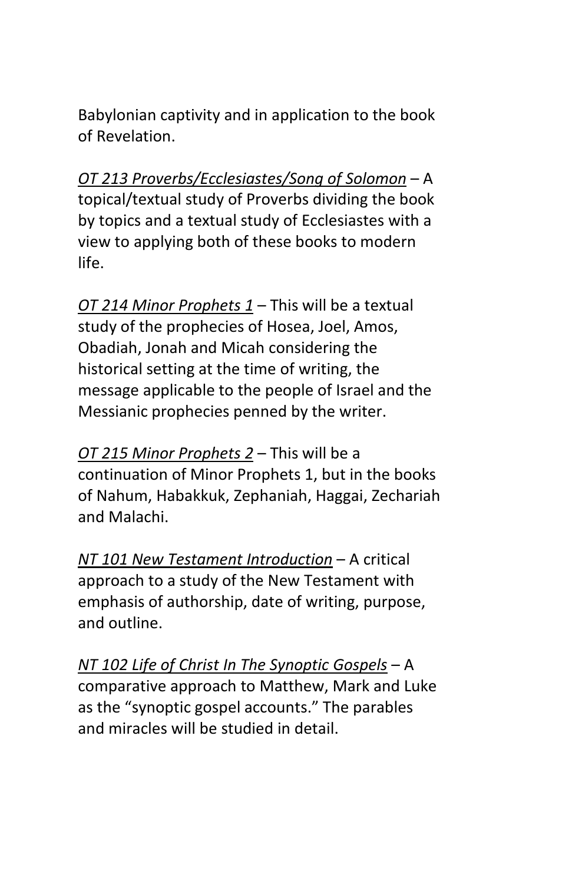Babylonian captivity and in application to the book of Revelation.

*OT 213 Proverbs/Ecclesiastes/Song of Solomon* – A topical/textual study of Proverbs dividing the book by topics and a textual study of Ecclesiastes with a view to applying both of these books to modern life.

*OT 214 Minor Prophets 1* – This will be a textual study of the prophecies of Hosea, Joel, Amos, Obadiah, Jonah and Micah considering the historical setting at the time of writing, the message applicable to the people of Israel and the Messianic prophecies penned by the writer.

*OT 215 Minor Prophets 2* – This will be a continuation of Minor Prophets 1, but in the books of Nahum, Habakkuk, Zephaniah, Haggai, Zechariah and Malachi.

*NT 101 New Testament Introduction* – A critical approach to a study of the New Testament with emphasis of authorship, date of writing, purpose, and outline.

*NT 102 Life of Christ In The Synoptic Gospels* – A comparative approach to Matthew, Mark and Luke as the “synoptic gospel accounts.” The parables and miracles will be studied in detail.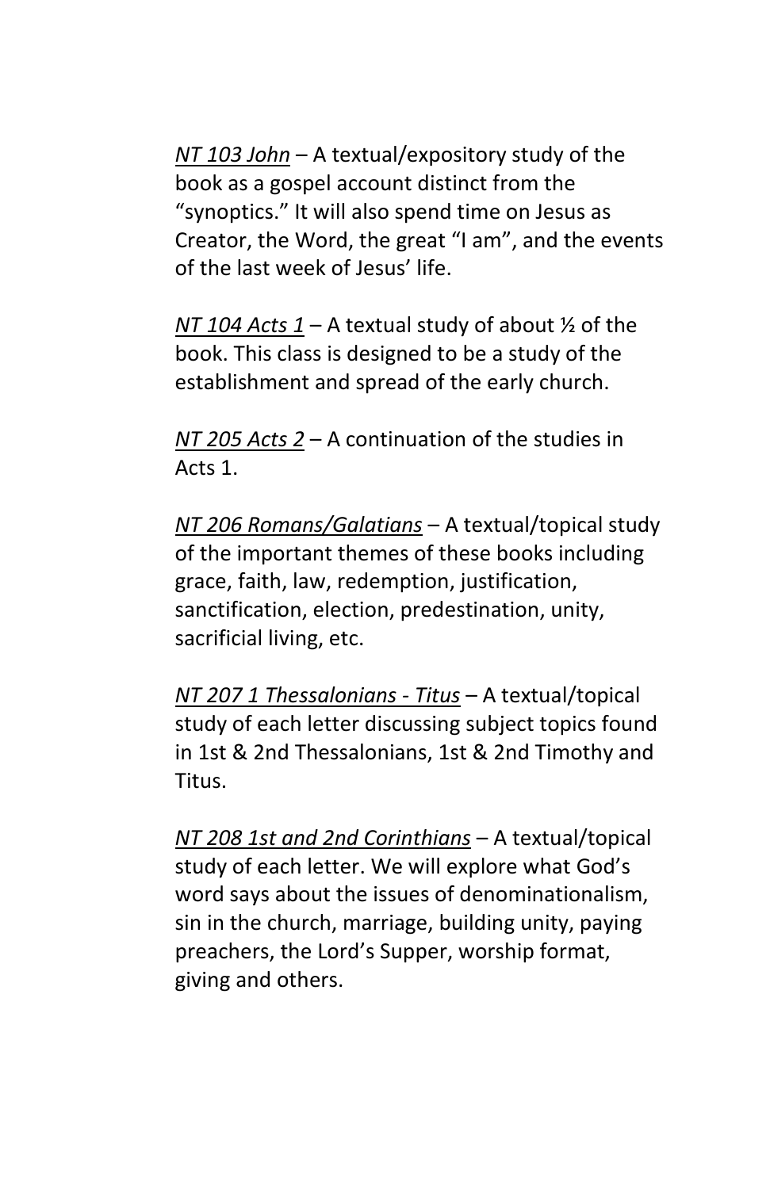*NT 103 John* – A textual/expository study of the book as a gospel account distinct from the "synoptics." It will also spend time on Jesus as Creator, the Word, the great "I am", and the events of the last week of Jesus' life.

*NT 104 Acts 1* – A textual study of about ½ of the book. This class is designed to be a study of the establishment and spread of the early church.

*NT 205 Acts 2* – A continuation of the studies in Acts 1.

*NT 206 Romans/Galatians* – A textual/topical study of the important themes of these books including grace, faith, law, redemption, justification, sanctification, election, predestination, unity, sacrificial living, etc.

*NT 207 1 Thessalonians - Titus* – A textual/topical study of each letter discussing subject topics found in 1st & 2nd Thessalonians, 1st & 2nd Timothy and Titus.

*NT 208 1st and 2nd Corinthians* – A textual/topical study of each letter. We will explore what God's word says about the issues of denominationalism, sin in the church, marriage, building unity, paying preachers, the Lord's Supper, worship format, giving and others.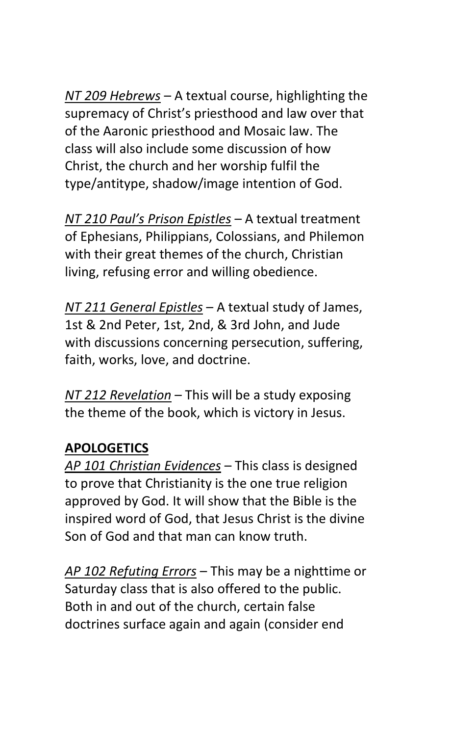*NT 209 Hebrews* – A textual course, highlighting the supremacy of Christ's priesthood and law over that of the Aaronic priesthood and Mosaic law. The class will also include some discussion of how Christ, the church and her worship fulfil the type/antitype, shadow/image intention of God.

*NT 210 Paul's Prison Epistles* – A textual treatment of Ephesians, Philippians, Colossians, and Philemon with their great themes of the church, Christian living, refusing error and willing obedience.

*NT 211 General Epistles* – A textual study of James, 1st & 2nd Peter, 1st, 2nd, & 3rd John, and Jude with discussions concerning persecution, suffering, faith, works, love, and doctrine.

*NT 212 Revelation* – This will be a study exposing the theme of the book, which is victory in Jesus.

**APOLOGETICS**

*AP 101 Christian Evidences* – This class is designed to prove that Christianity is the one true religion approved by God. It will show that the Bible is the inspired word of God, that Jesus Christ is the divine Son of God and that man can know truth.

*AP 102 Refuting Errors* – This may be a nighttime or Saturday class that is also offered to the public. Both in and out of the church, certain false doctrines surface again and again (consider end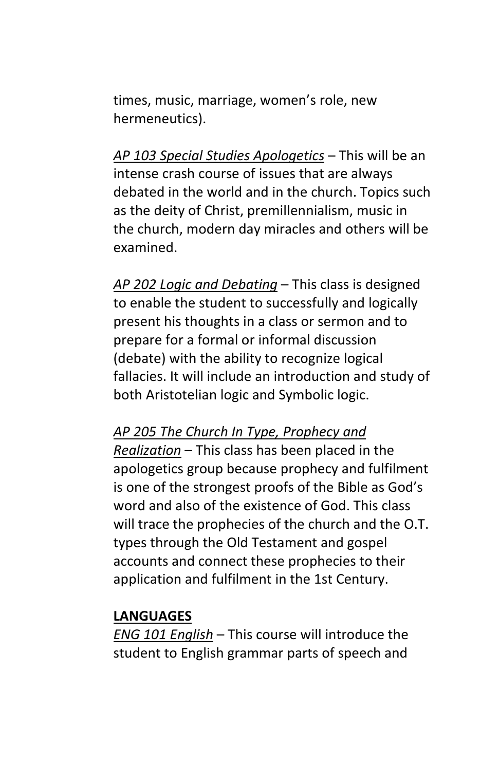times, music, marriage, women's role, new hermeneutics).

*AP 103 Special Studies Apologetics* – This will be an intense crash course of issues that are always debated in the world and in the church. Topics such as the deity of Christ, premillennialism, music in the church, modern day miracles and others will be examined.

*AP 202 Logic and Debating* – This class is designed to enable the student to successfully and logically present his thoughts in a class or sermon and to prepare for a formal or informal discussion (debate) with the ability to recognize logical fallacies. It will include an introduction and study of both Aristotelian logic and Symbolic logic.

*AP 205 The Church In Type, Prophecy and Realization* – This class has been placed in the apologetics group because prophecy and fulfilment is one of the strongest proofs of the Bible as God's word and also of the existence of God. This class will trace the prophecies of the church and the O.T. types through the Old Testament and gospel accounts and connect these prophecies to their application and fulfilment in the 1st Century.

**LANGUAGES**

*ENG 101 English* – This course will introduce the student to English grammar parts of speech and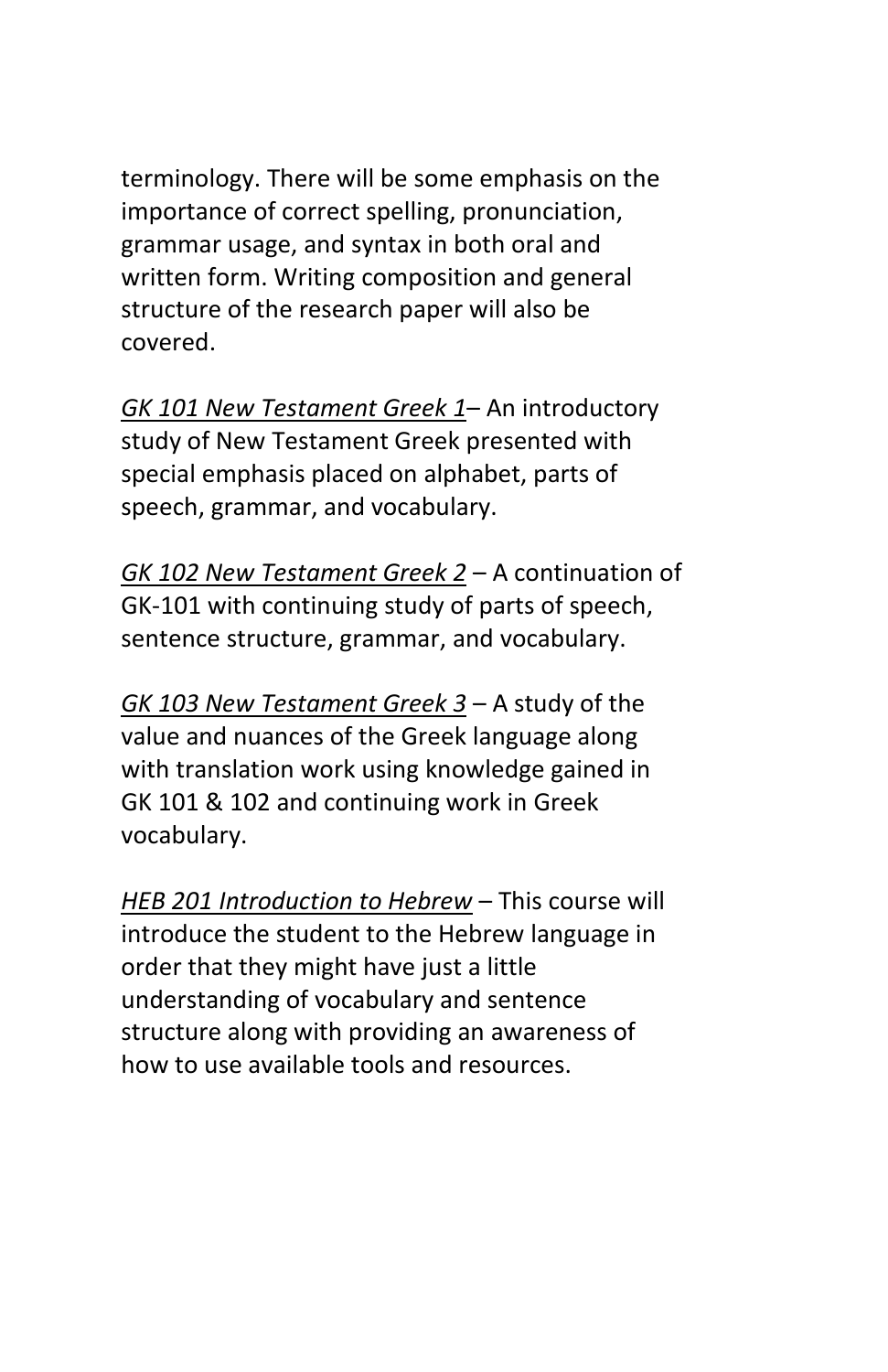terminology. There will be some emphasis on the importance of correct spelling, pronunciation, grammar usage, and syntax in both oral and written form. Writing composition and general structure of the research paper will also be covered.

*GK 101 New Testament Greek 1*– An introductory study of New Testament Greek presented with special emphasis placed on alphabet, parts of speech, grammar, and vocabulary.

*GK 102 New Testament Greek 2* – A continuation of GK-101 with continuing study of parts of speech, sentence structure, grammar, and vocabulary.

*GK 103 New Testament Greek 3* – A study of the value and nuances of the Greek language along with translation work using knowledge gained in GK 101 & 102 and continuing work in Greek vocabulary.

*HEB 201 Introduction to Hebrew* – This course will introduce the student to the Hebrew language in order that they might have just a little understanding of vocabulary and sentence structure along with providing an awareness of how to use available tools and resources.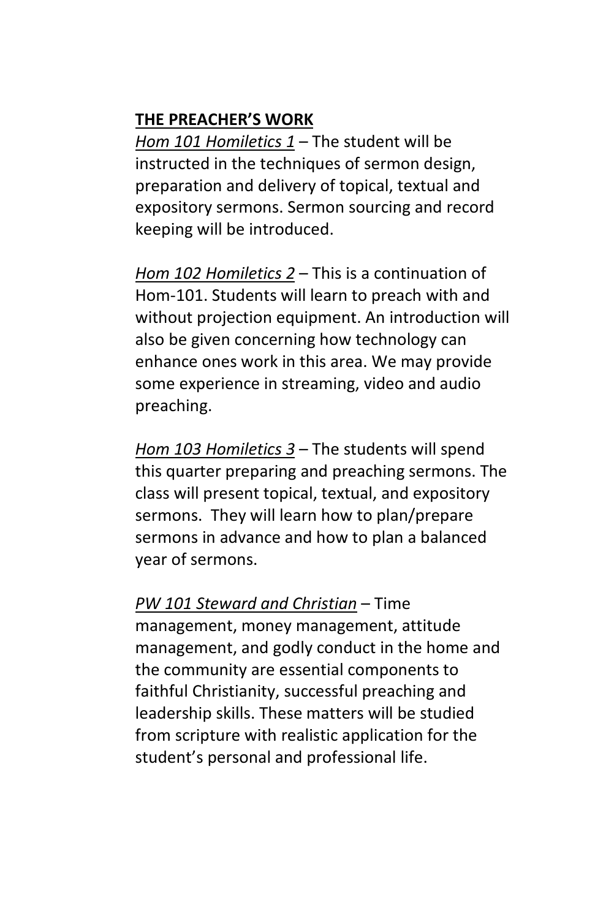**<u>THE PREACHER'S WORK</u>**

*<u>Hom 101 Homiletics 1</u>* – The student will be instructed in the techniques of sermon design, preparation and delivery of topical, textual and expository sermons. Sermon sourcing and record keeping will be introduced.

*<u>Hom 102 Homiletics 2</u>* – This is a continuation of Hom-101. Students will learn to preach with and without projection equipment. An introduction will also be given concerning how technology can enhance ones work in this area. We may provide some experience in streaming, video and audio preaching.

*<u>Hom 103 Homiletics 3</u>* – The students will spend this quarter preparing and preaching sermons. The class will present topical, textual, and expository sermons. They will learn how to plan/prepare sermons in advance and how to plan a balanced year of sermons.

*<u>PW 101 Steward and Christian</u>* – Time management, money management, attitude management, and godly conduct in the home and the community are essential components to faithful Christianity, successful preaching and leadership skills. These matters will be studied from scripture with realistic application for the student's personal and professional life.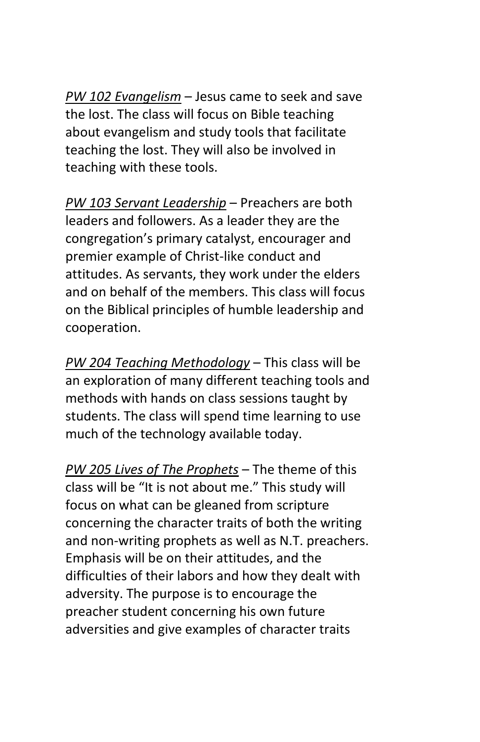*PW 102 Evangelism* – Jesus came to seek and save the lost. The class will focus on Bible teaching about evangelism and study tools that facilitate teaching the lost. They will also be involved in teaching with these tools.

*PW 103 Servant Leadership* – Preachers are both leaders and followers. As a leader they are the congregation's primary catalyst, encourager and premier example of Christ-like conduct and attitudes. As servants, they work under the elders and on behalf of the members. This class will focus on the Biblical principles of humble leadership and cooperation.

*PW 204 Teaching Methodology* – This class will be an exploration of many different teaching tools and methods with hands on class sessions taught by students. The class will spend time learning to use much of the technology available today.

*PW 205 Lives of The Prophets* – The theme of this class will be "It is not about me." This study will focus on what can be gleaned from scripture concerning the character traits of both the writing and non-writing prophets as well as N.T. preachers. Emphasis will be on their attitudes, and the difficulties of their labors and how they dealt with adversity. The purpose is to encourage the preacher student concerning his own future adversities and give examples of character traits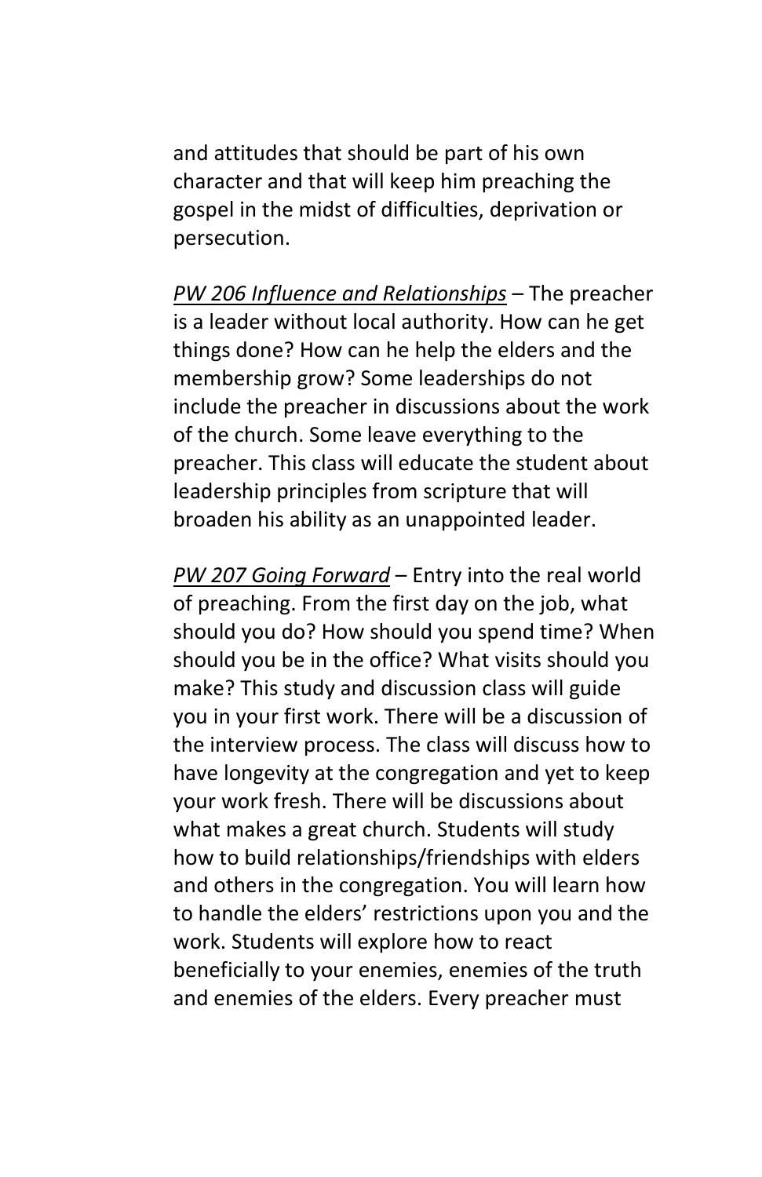and attitudes that should be part of his own character and that will keep him preaching the gospel in the midst of difficulties, deprivation or persecution.

*<u>PW 206 Influence and Relationships</u>* – The preacher is a leader without local authority. How can he get things done? How can he help the elders and the membership grow? Some leaderships do not include the preacher in discussions about the work of the church. Some leave everything to the preacher. This class will educate the student about leadership principles from scripture that will broaden his ability as an unappointed leader.

*<u>PW 207 Going Forward</u>* – Entry into the real world of preaching. From the first day on the job, what should you do? How should you spend time? When should you be in the office? What visits should you make? This study and discussion class will guide you in your first work. There will be a discussion of the interview process. The class will discuss how to have longevity at the congregation and yet to keep your work fresh. There will be discussions about what makes a great church. Students will study how to build relationships/friendships with elders and others in the congregation. You will learn how to handle the elders' restrictions upon you and the work. Students will explore how to react beneficially to your enemies, enemies of the truth and enemies of the elders. Every preacher must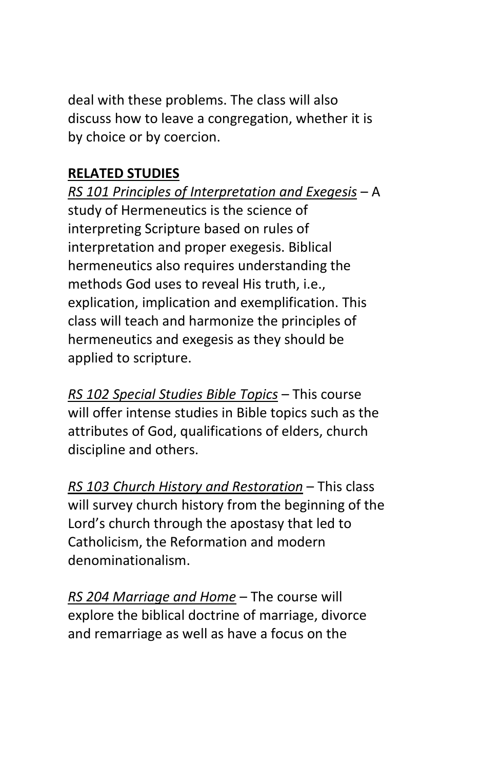deal with these problems. The class will also discuss how to leave a congregation, whether it is by choice or by coercion.

**RELATED STUDIES**

*RS 101 Principles of Interpretation and Exegesis* – A study of Hermeneutics is the science of interpreting Scripture based on rules of interpretation and proper exegesis. Biblical hermeneutics also requires understanding the methods God uses to reveal His truth, i.e., explication, implication and exemplification. This class will teach and harmonize the principles of hermeneutics and exegesis as they should be applied to scripture.

*RS 102 Special Studies Bible Topics* – This course will offer intense studies in Bible topics such as the attributes of God, qualifications of elders, church discipline and others.

*RS 103 Church History and Restoration* – This class will survey church history from the beginning of the Lord's church through the apostasy that led to Catholicism, the Reformation and modern denominationalism.

*RS 204 Marriage and Home* – The course will explore the biblical doctrine of marriage, divorce and remarriage as well as have a focus on the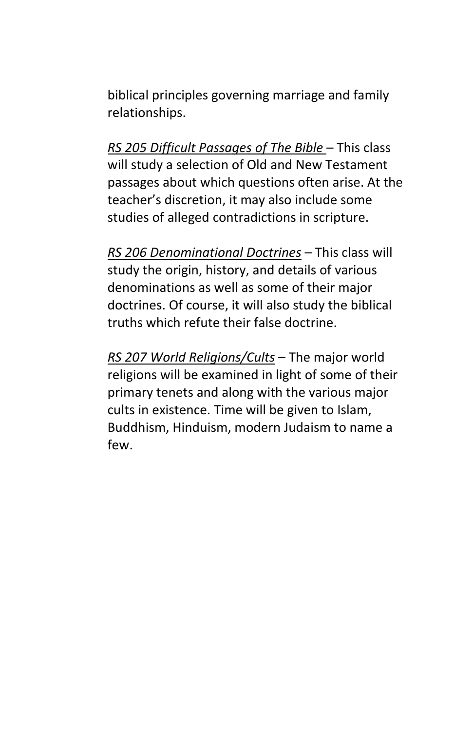biblical principles governing marriage and family relationships.

*RS 205 Difficult Passages of The Bible* – This class will study a selection of Old and New Testament passages about which questions often arise. At the teacher's discretion, it may also include some studies of alleged contradictions in scripture.

*RS 206 Denominational Doctrines* – This class will study the origin, history, and details of various denominations as well as some of their major doctrines. Of course, it will also study the biblical truths which refute their false doctrine.

*RS 207 World Religions/Cults* – The major world religions will be examined in light of some of their primary tenets and along with the various major cults in existence. Time will be given to Islam, Buddhism, Hinduism, modern Judaism to name a few.